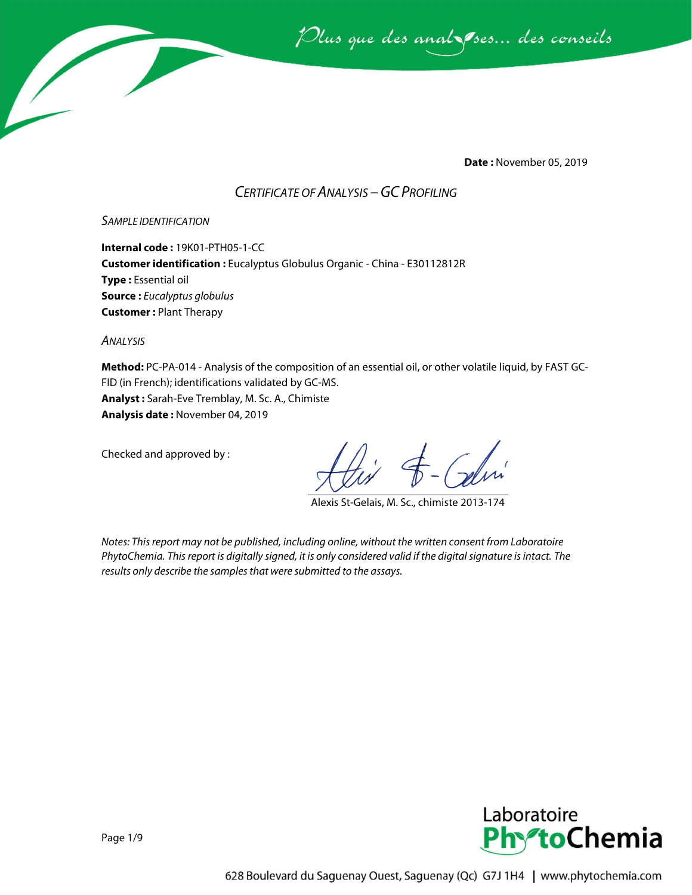*Plus que des analyses... des conseils*

**Date :** November 05, 2019

## *CERTIFICATE OF ANALYSIS – GC PROFILING*

### *SAMPLE IDENTIFICATION*

**Internal code :** 19K01-PTH05-1-CC
**Customer identification :** Eucalyptus Globulus Organic - China - E30112812R
**Type :** Essential oil
**Source :** *Eucalyptus globulus*
**Customer :** Plant Therapy

### *ANALYSIS*

**Method:** PC-PA-014 - Analysis of the composition of an essential oil, or other volatile liquid, by FAST GC-FID (in French); identifications validated by GC-MS.
**Analyst :** Sarah-Eve Tremblay, M. Sc. A., Chimiste
**Analysis date :** November 04, 2019

Checked and approved by :

Alexis St-Gelais, M. Sc., chimiste 2013-174

*Notes: This report may not be published, including online, without the written consent from Laboratoire PhytoChemia. This report is digitally signed, it is only considered valid if the digital signature is intact. The results only describe the samples that were submitted to the assays.*

Laboratoire PhytoChemia

628 Boulevard du Saguenay Ouest, Saguenay (Qc) G7J 1H4 | www.phytochemia.com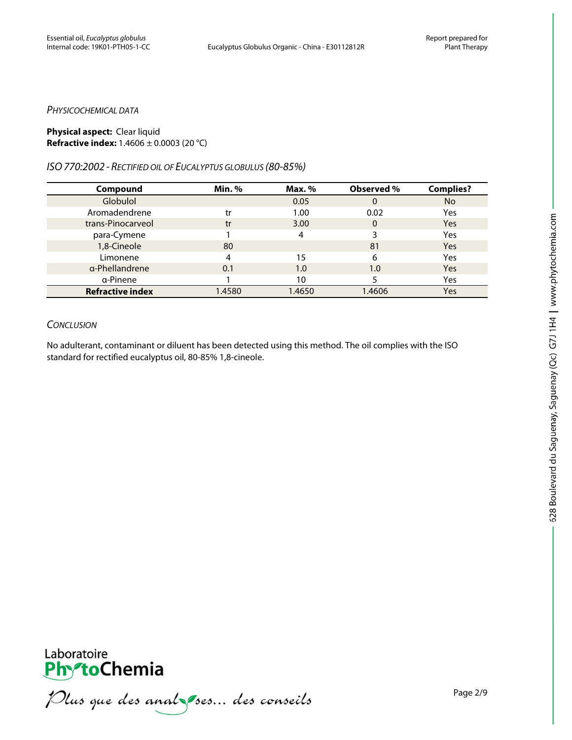*PHYSICOCHEMICAL DATA*

**Physical aspect:** Clear liquid
**Refractive index:** 1.4606 ± 0.0003 (20 °C)

*ISO 770:2002 - RECTIFIED OIL OF EUCALYPTUS GLOBULUS (80-85%)*

| Compound | Min. % | Max. % | Observed % | Complies? |
|---|---|---|---|---|
| Globulol | | 0.05 | 0 | No |
| Aromadendrene | tr | 1.00 | 0.02 | Yes |
| trans-Pinocarveol | tr | 3.00 | 0 | Yes |
| para-Cymene | 1 | 4 | 3 | Yes |
| 1,8-Cineole | 80 | | 81 | Yes |
| Limonene | 4 | 15 | 6 | Yes |
| α-Phellandrene | 0.1 | 1.0 | 1.0 | Yes |
| α-Pinene | 1 | 10 | 5 | Yes |
| **Refractive index** | 1.4580 | 1.4650 | 1.4606 | Yes |

*CONCLUSION*

No adulterant, contaminant or diluent has been detected using this method. The oil complies with the ISO standard for rectified eucalyptus oil, 80-85% 1,8-cineole.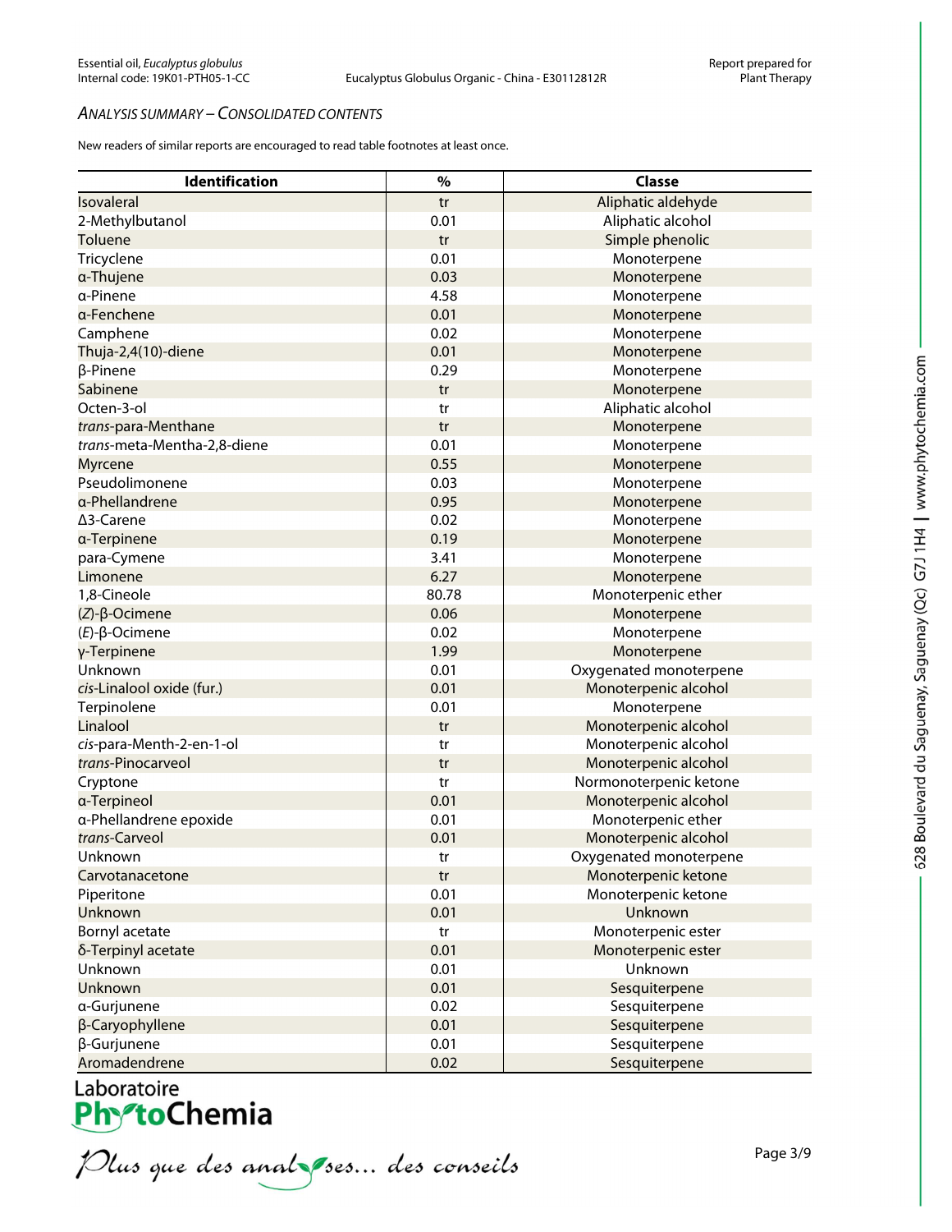## *Analysis Summary – Consolidated Contents*

New readers of similar reports are encouraged to read table footnotes at least once.

| Identification | % | Classe |
|---|---|---|
| Isovaleral | tr | Aliphatic aldehyde |
| 2-Methylbutanol | 0.01 | Aliphatic alcohol |
| Toluene | tr | Simple phenolic |
| Tricyclene | 0.01 | Monoterpene |
| α-Thujene | 0.03 | Monoterpene |
| α-Pinene | 4.58 | Monoterpene |
| α-Fenchene | 0.01 | Monoterpene |
| Camphene | 0.02 | Monoterpene |
| Thuja-2,4(10)-diene | 0.01 | Monoterpene |
| β-Pinene | 0.29 | Monoterpene |
| Sabinene | tr | Monoterpene |
| Octen-3-ol | tr | Aliphatic alcohol |
| *trans*-para-Menthane | tr | Monoterpene |
| *trans*-meta-Mentha-2,8-diene | 0.01 | Monoterpene |
| Myrcene | 0.55 | Monoterpene |
| Pseudolimonene | 0.03 | Monoterpene |
| α-Phellandrene | 0.95 | Monoterpene |
| Δ3-Carene | 0.02 | Monoterpene |
| α-Terpinene | 0.19 | Monoterpene |
| para-Cymene | 3.41 | Monoterpene |
| Limonene | 6.27 | Monoterpene |
| 1,8-Cineole | 80.78 | Monoterpenic ether |
| (*Z*)-β-Ocimene | 0.06 | Monoterpene |
| (*E*)-β-Ocimene | 0.02 | Monoterpene |
| γ-Terpinene | 1.99 | Monoterpene |
| Unknown | 0.01 | Oxygenated monoterpene |
| *cis*-Linalool oxide (fur.) | 0.01 | Monoterpenic alcohol |
| Terpinolene | 0.01 | Monoterpene |
| Linalool | tr | Monoterpenic alcohol |
| *cis*-para-Menth-2-en-1-ol | tr | Monoterpenic alcohol |
| *trans*-Pinocarveol | tr | Monoterpenic alcohol |
| Cryptone | tr | Normonoterpenic ketone |
| α-Terpineol | 0.01 | Monoterpenic alcohol |
| α-Phellandrene epoxide | 0.01 | Monoterpenic ether |
| *trans*-Carveol | 0.01 | Monoterpenic alcohol |
| Unknown | tr | Oxygenated monoterpene |
| Carvotanacetone | tr | Monoterpenic ketone |
| Piperitone | 0.01 | Monoterpenic ketone |
| Unknown | 0.01 | Unknown |
| Bornyl acetate | tr | Monoterpenic ester |
| δ-Terpinyl acetate | 0.01 | Monoterpenic ester |
| Unknown | 0.01 | Unknown |
| Unknown | 0.01 | Sesquiterpene |
| α-Gurjunene | 0.02 | Sesquiterpene |
| β-Caryophyllene | 0.01 | Sesquiterpene |
| β-Gurjunene | 0.01 | Sesquiterpene |
| Aromadendrene | 0.02 | Sesquiterpene |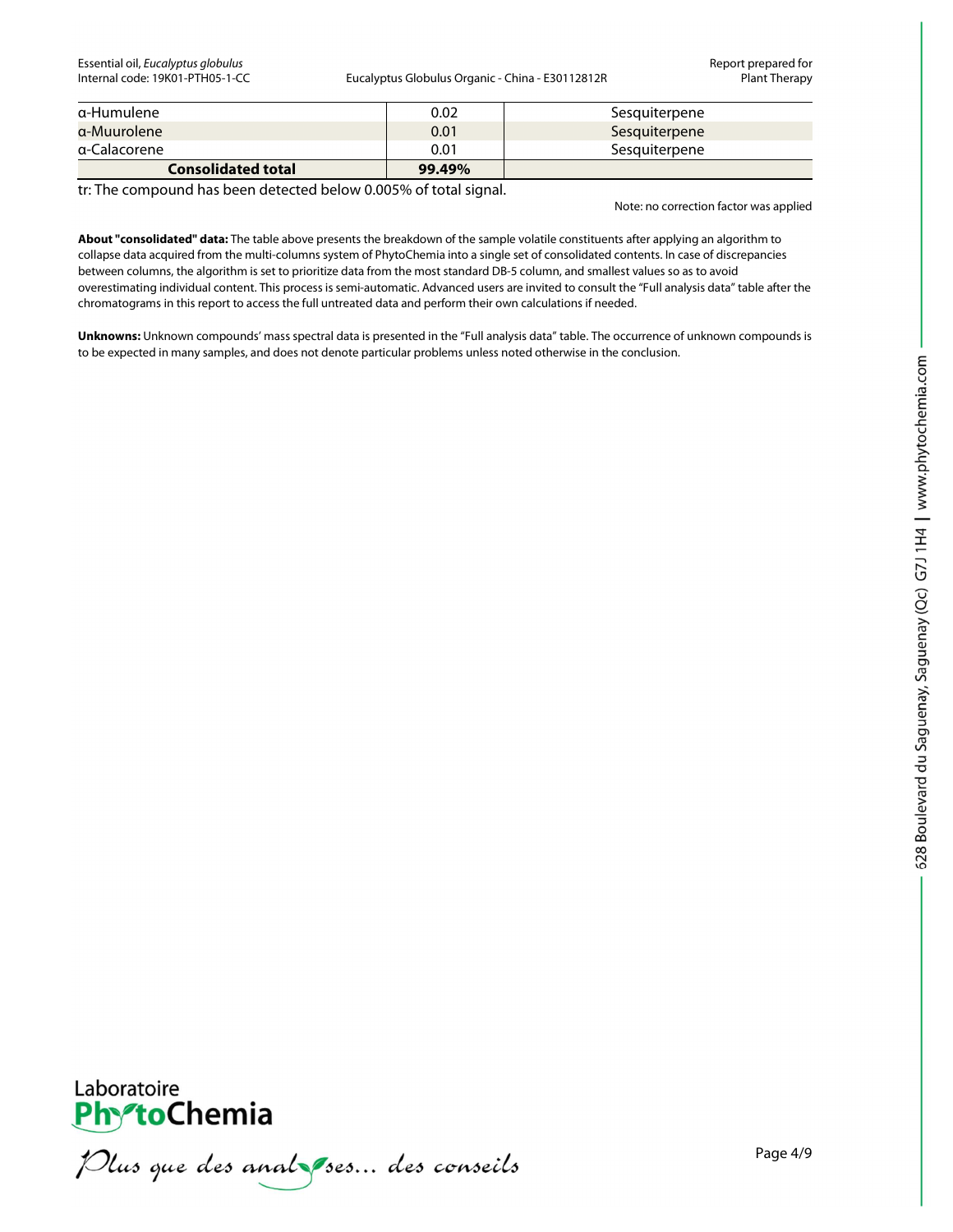| α-Humulene | 0.02 | Sesquiterpene |
|---|---|---|
| α-Muurolene | 0.01 | Sesquiterpene |
| α-Calacorene | 0.01 | Sesquiterpene |
| **Consolidated total** | **99.49%** | |

tr: The compound has been detected below 0.005% of total signal.

Note: no correction factor was applied

**About "consolidated" data:** The table above presents the breakdown of the sample volatile constituents after applying an algorithm to collapse data acquired from the multi-columns system of PhytoChemia into a single set of consolidated contents. In case of discrepancies between columns, the algorithm is set to prioritize data from the most standard DB-5 column, and smallest values so as to avoid overestimating individual content. This process is semi-automatic. Advanced users are invited to consult the "Full analysis data" table after the chromatograms in this report to access the full untreated data and perform their own calculations if needed.

**Unknowns:** Unknown compounds' mass spectral data is presented in the "Full analysis data" table. The occurrence of unknown compounds is to be expected in many samples, and does not denote particular problems unless noted otherwise in the conclusion.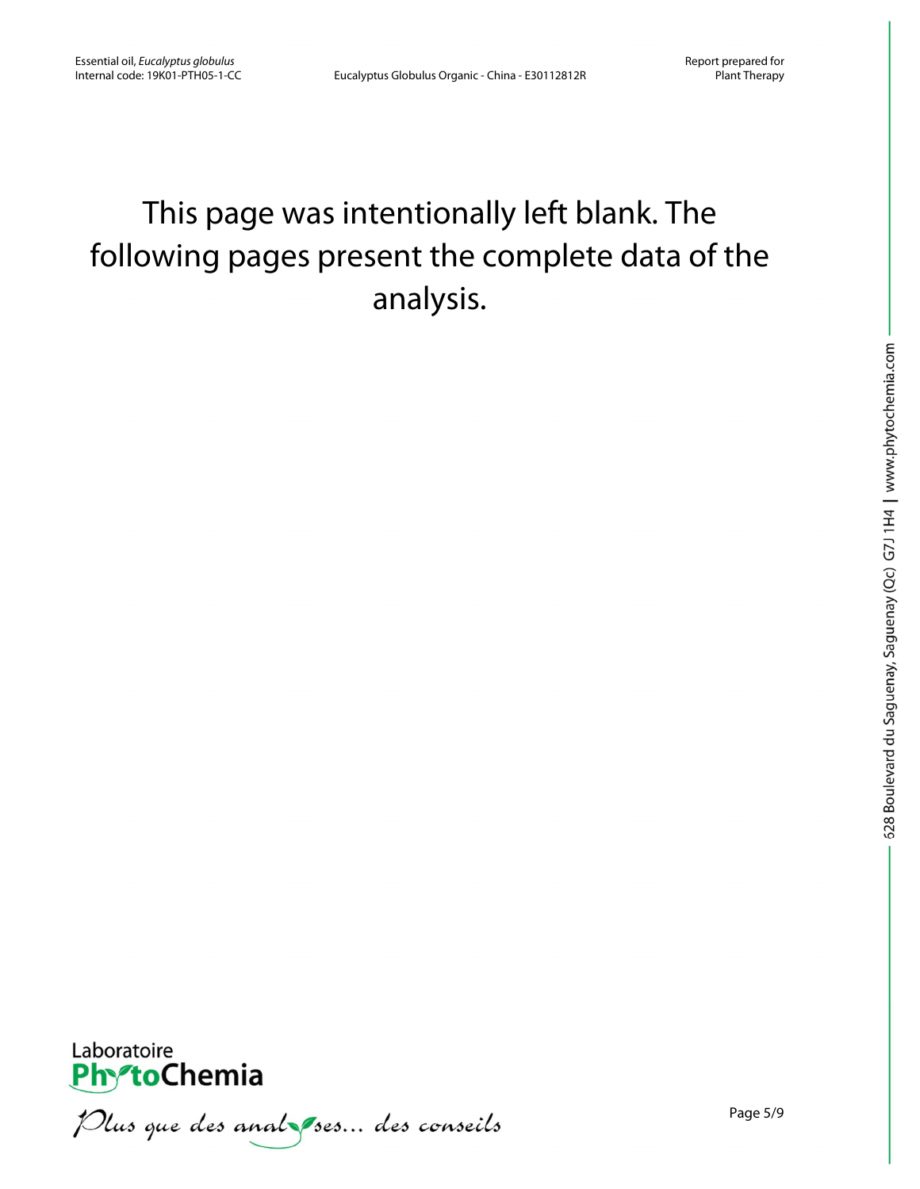This page was intentionally left blank. The following pages present the complete data of the analysis.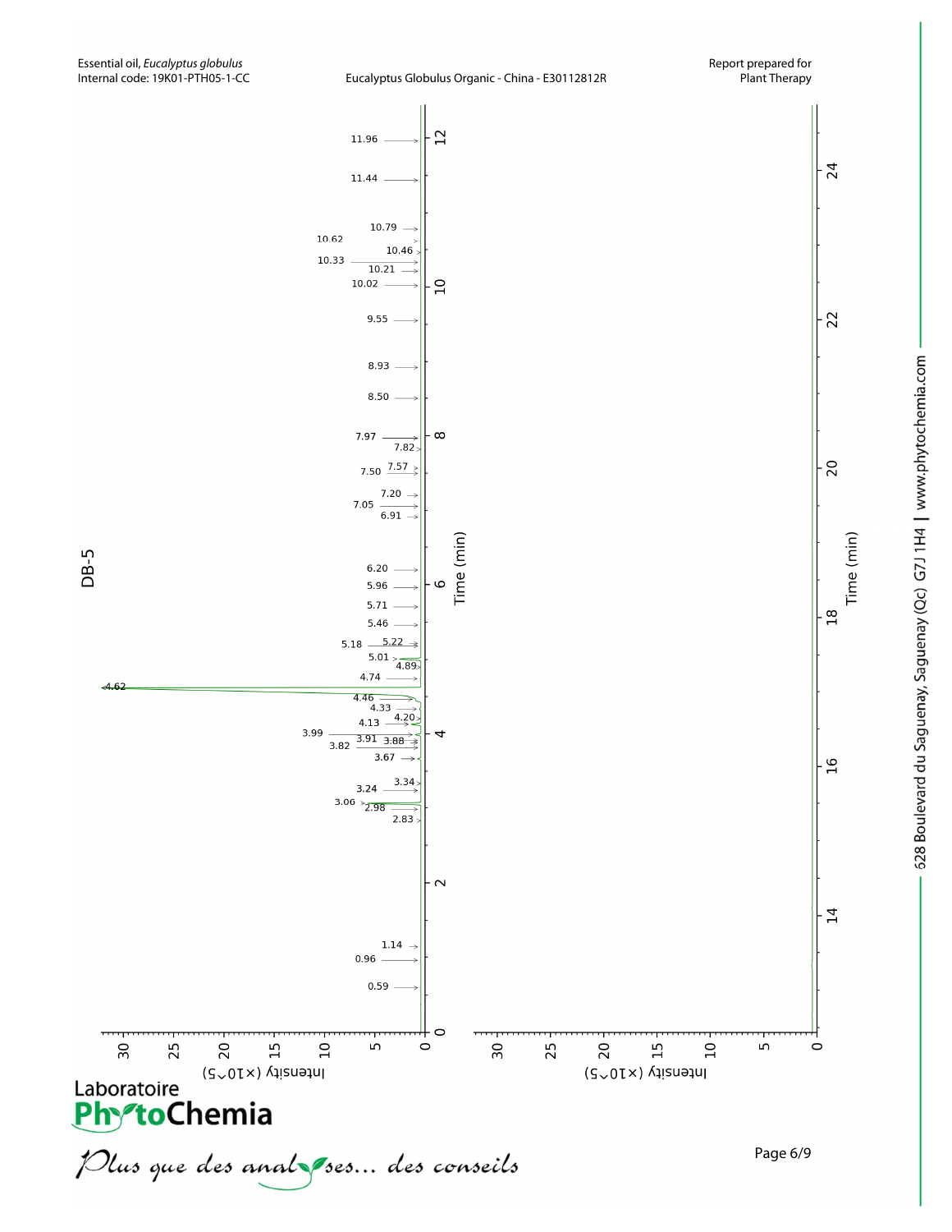Essential oil, *Eucalyptus globulus*
Internal code: 19K01-PTH05-1-CC

Eucalyptus Globulus Organic - China - E30112812R

Report prepared for
Plant Therapy

DB-5

Peak labels (retention time, min): 0.59, 0.96, 1.14, 2.83, 2.98, 3.06, 3.24, 3.34, 3.67, 3.82, 3.88, 3.91, 3.99, 4.13, 4.20, 4.33, 4.46, 4.62, 4.74, 4.89, 5.01, 5.18, 5.22, 5.46, 5.71, 5.96, 6.20, 6.91, 7.05, 7.20, 7.50, 7.57, 7.82, 7.97, 8.50, 8.93, 9.55, 10.02, 10.21, 10.33, 10.46, 10.62, 10.79, 11.44, 11.96

Time (min) — Intensity (×10^5)

Laboratoire PhytoChemia

*Plus que des analyses... des conseils*

628 Boulevard du Saguenay, Saguenay (Qc) G7J 1H4 | www.phytochemia.com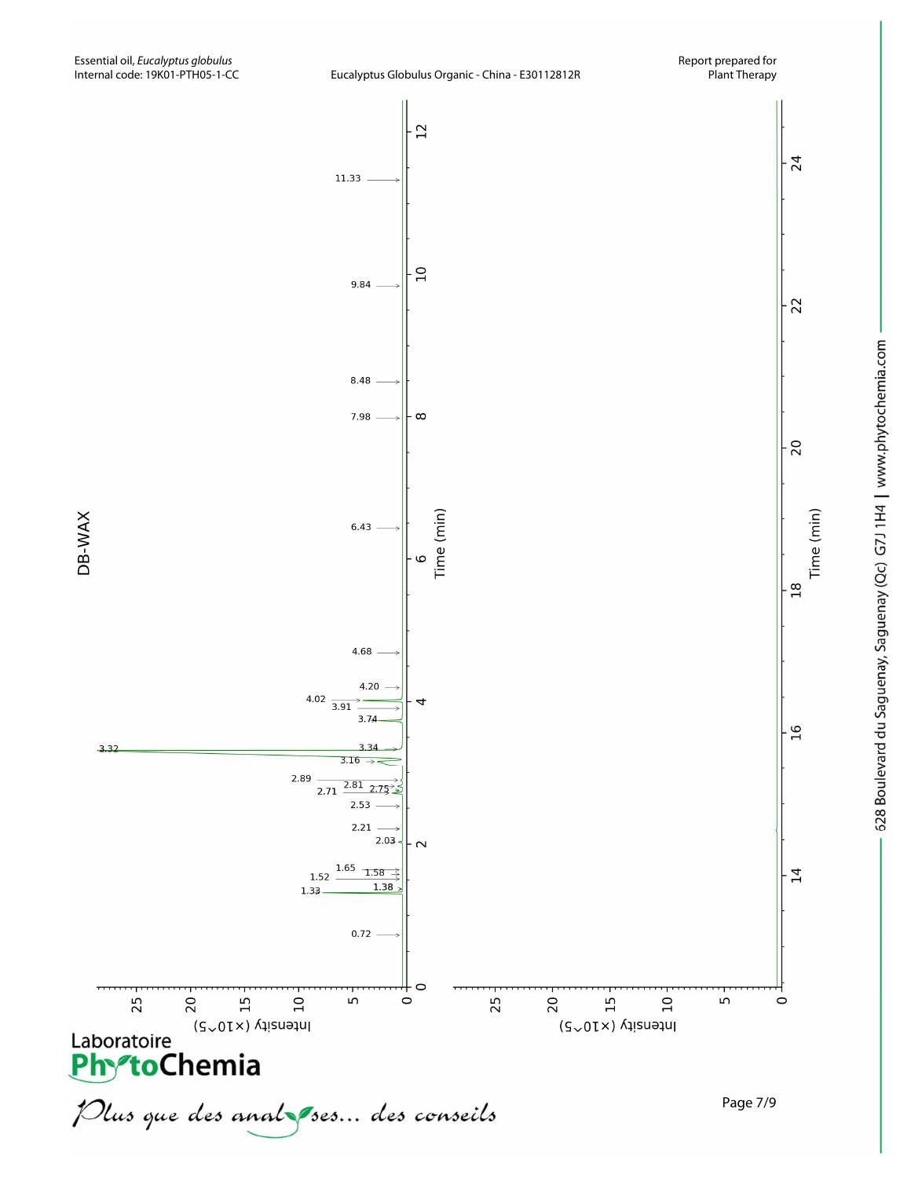DB-WAX

Time (min)

Intensity (×10^5)

Peaks labeled: 0.72, 1.33, 1.38, 1.52, 1.58, 1.65, 2.03, 2.21, 2.53, 2.71, 2.75, 2.81, 2.89, 3.16, 3.32, 3.34, 3.74, 3.91, 4.02, 4.20, 4.68, 6.43, 7.98, 8.48, 9.84, 11.33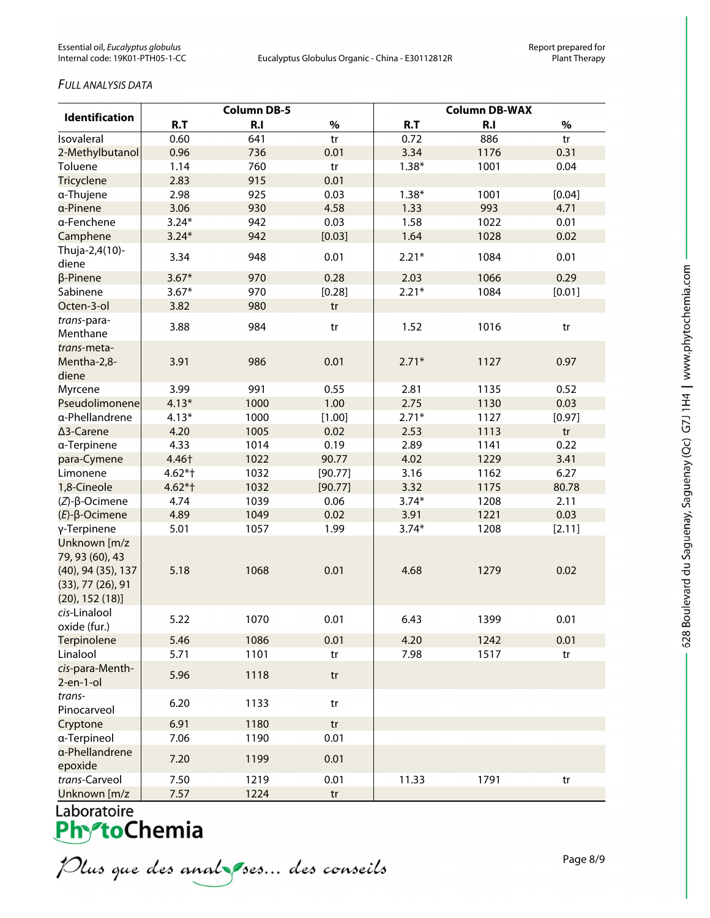*FULL ANALYSIS DATA*

| Identification | Column DB-5 | | | Column DB-WAX | | |
|---|---|---|---|---|---|---|
| | R.T | R.I | % | R.T | R.I | % |
| Isovaleral | 0.60 | 641 | tr | 0.72 | 886 | tr |
| 2-Methylbutanol | 0.96 | 736 | 0.01 | 3.34 | 1176 | 0.31 |
| Toluene | 1.14 | 760 | tr | 1.38* | 1001 | 0.04 |
| Tricyclene | 2.83 | 915 | 0.01 | | | |
| α-Thujene | 2.98 | 925 | 0.03 | 1.38* | 1001 | [0.04] |
| α-Pinene | 3.06 | 930 | 4.58 | 1.33 | 993 | 4.71 |
| α-Fenchene | 3.24* | 942 | 0.03 | 1.58 | 1022 | 0.01 |
| Camphene | 3.24* | 942 | [0.03] | 1.64 | 1028 | 0.02 |
| Thuja-2,4(10)-diene | 3.34 | 948 | 0.01 | 2.21* | 1084 | 0.01 |
| β-Pinene | 3.67* | 970 | 0.28 | 2.03 | 1066 | 0.29 |
| Sabinene | 3.67* | 970 | [0.28] | 2.21* | 1084 | [0.01] |
| Octen-3-ol | 3.82 | 980 | tr | | | |
| *trans*-para-Menthane | 3.88 | 984 | tr | 1.52 | 1016 | tr |
| *trans*-meta-Mentha-2,8-diene | 3.91 | 986 | 0.01 | 2.71* | 1127 | 0.97 |
| Myrcene | 3.99 | 991 | 0.55 | 2.81 | 1135 | 0.52 |
| Pseudolimonene | 4.13* | 1000 | 1.00 | 2.75 | 1130 | 0.03 |
| α-Phellandrene | 4.13* | 1000 | [1.00] | 2.71* | 1127 | [0.97] |
| Δ3-Carene | 4.20 | 1005 | 0.02 | 2.53 | 1113 | tr |
| α-Terpinene | 4.33 | 1014 | 0.19 | 2.89 | 1141 | 0.22 |
| para-Cymene | 4.46† | 1022 | 90.77 | 4.02 | 1229 | 3.41 |
| Limonene | 4.62*† | 1032 | [90.77] | 3.16 | 1162 | 6.27 |
| 1,8-Cineole | 4.62*† | 1032 | [90.77] | 3.32 | 1175 | 80.78 |
| (*Z*)-β-Ocimene | 4.74 | 1039 | 0.06 | 3.74* | 1208 | 2.11 |
| (*E*)-β-Ocimene | 4.89 | 1049 | 0.02 | 3.91 | 1221 | 0.03 |
| γ-Terpinene | 5.01 | 1057 | 1.99 | 3.74* | 1208 | [2.11] |
| Unknown [m/z 79, 93 (60), 43 (40), 94 (35), 137 (33), 77 (26), 91 (20), 152 (18)] | 5.18 | 1068 | 0.01 | 4.68 | 1279 | 0.02 |
| *cis*-Linalool oxide (fur.) | 5.22 | 1070 | 0.01 | 6.43 | 1399 | 0.01 |
| Terpinolene | 5.46 | 1086 | 0.01 | 4.20 | 1242 | 0.01 |
| Linalool | 5.71 | 1101 | tr | 7.98 | 1517 | tr |
| *cis*-para-Menth-2-en-1-ol | 5.96 | 1118 | tr | | | |
| *trans*-Pinocarveol | 6.20 | 1133 | tr | | | |
| Cryptone | 6.91 | 1180 | tr | | | |
| α-Terpineol | 7.06 | 1190 | 0.01 | | | |
| α-Phellandrene epoxide | 7.20 | 1199 | 0.01 | | | |
| *trans*-Carveol | 7.50 | 1219 | 0.01 | 11.33 | 1791 | tr |
| Unknown [m/z | 7.57 | 1224 | tr | | | |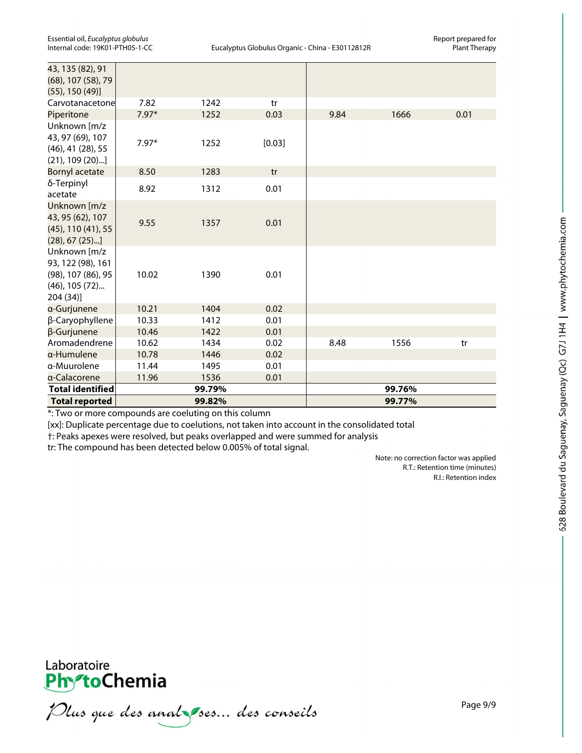| | | | | | | |
|---|---|---|---|---|---|---|
| 43, 135 (82), 91 (68), 107 (58), 79 (55), 150 (49)] | | | | | | |
| Carvotanacetone | 7.82 | 1242 | tr | | | |
| Piperitone | 7.97* | 1252 | 0.03 | 9.84 | 1666 | 0.01 |
| Unknown [m/z 43, 97 (69), 107 (46), 41 (28), 55 (21), 109 (20)...] | 7.97* | 1252 | [0.03] | | | |
| Bornyl acetate | 8.50 | 1283 | tr | | | |
| δ-Terpinyl acetate | 8.92 | 1312 | 0.01 | | | |
| Unknown [m/z 43, 95 (62), 107 (45), 110 (41), 55 (28), 67 (25)...] | 9.55 | 1357 | 0.01 | | | |
| Unknown [m/z 93, 122 (98), 161 (98), 107 (86), 95 (46), 105 (72)... 204 (34)] | 10.02 | 1390 | 0.01 | | | |
| α-Gurjunene | 10.21 | 1404 | 0.02 | | | |
| β-Caryophyllene | 10.33 | 1412 | 0.01 | | | |
| β-Gurjunene | 10.46 | 1422 | 0.01 | | | |
| Aromadendrene | 10.62 | 1434 | 0.02 | 8.48 | 1556 | tr |
| α-Humulene | 10.78 | 1446 | 0.02 | | | |
| α-Muurolene | 11.44 | 1495 | 0.01 | | | |
| α-Calacorene | 11.96 | 1536 | 0.01 | | | |
| **Total identified** | | **99.79%** | | | **99.76%** | |
| **Total reported** | | **99.82%** | | | **99.77%** | |

*: Two or more compounds are coeluting on this column

[xx]: Duplicate percentage due to coelutions, not taken into account in the consolidated total

†: Peaks apexes were resolved, but peaks overlapped and were summed for analysis

tr: The compound has been detected below 0.005% of total signal.

Note: no correction factor was applied
R.T.: Retention time (minutes)
R.I.: Retention index

Laboratoire PhytoChemia

*Plus que des analyses... des conseils*